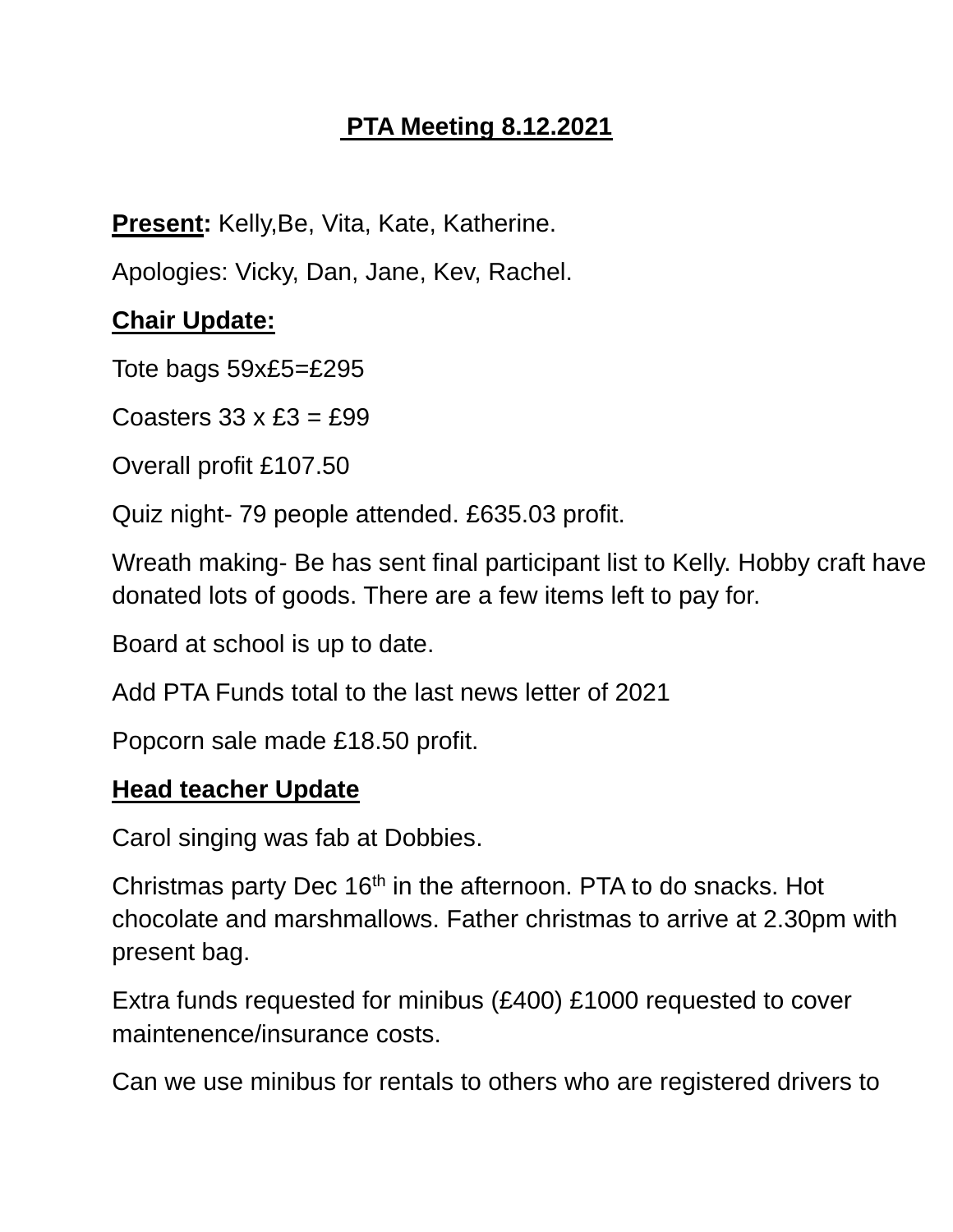# PTA Meeting 8.12.2021

**Present:** Kelly,Be, Vita, Kate, Katherine.

Apologies: Vicky, Dan, Jane, Kev, Rachel.

**Chair Update:**

Tote bags 59x£5=£295

Coasters 33 x £3 = £99

Overall profit £107.50

Quiz night- 79 people attended. £635.03 profit.

Wreath making- Be has sent final participant list to Kelly. Hobby craft have donated lots of goods. There are a few items left to pay for.

Board at school is up to date.

Add PTA Funds total to the last news letter of 2021

Popcorn sale made £18.50 profit.

**Head teacher Update**

Carol singing was fab at Dobbies.

Christmas party Dec 16th in the afternoon. PTA to do snacks. Hot chocolate and marshmallows. Father christmas to arrive at 2.30pm with present bag.

Extra funds requested for minibus (£400) £1000 requested to cover maintenence/insurance costs.

Can we use minibus for rentals to others who are registered drivers to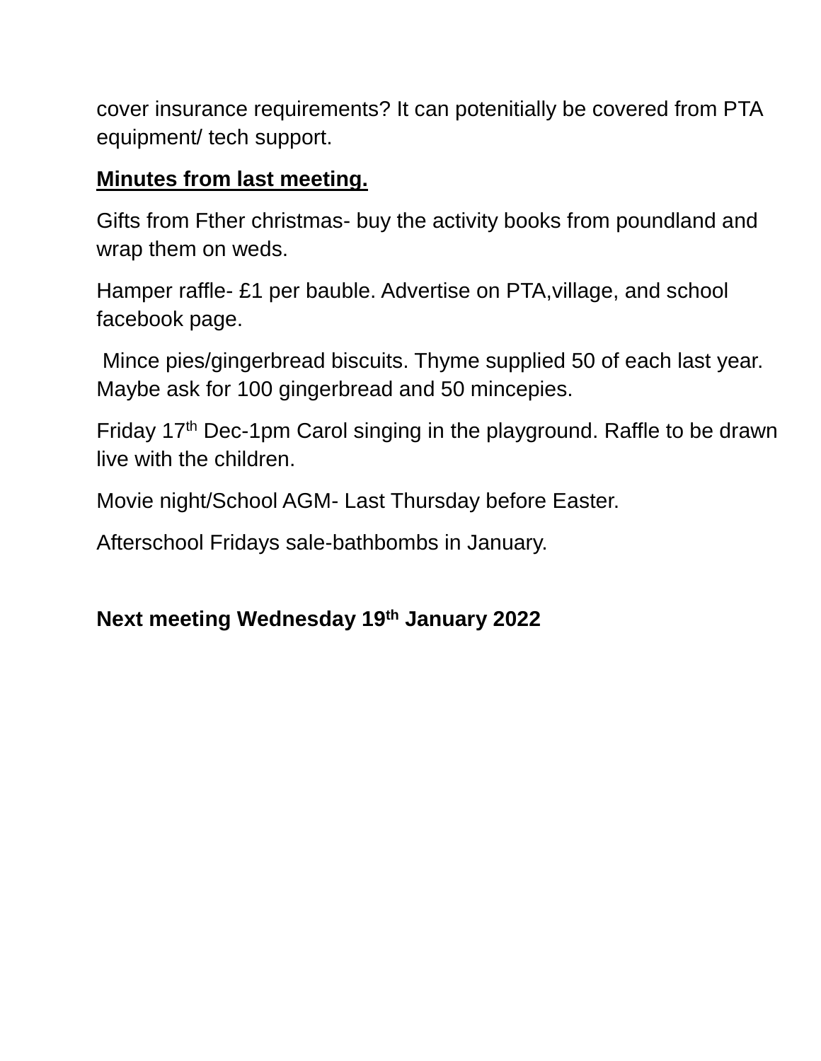cover insurance requirements? It can potenitially be covered from PTA equipment/ tech support.

**Minutes from last meeting.**

Gifts from Fther christmas- buy the activity books from poundland and wrap them on weds.

Hamper raffle- £1 per bauble. Advertise on PTA,village, and school facebook page.

Mince pies/gingerbread biscuits. Thyme supplied 50 of each last year. Maybe ask for 100 gingerbread and 50 mincepies.

Friday 17th Dec-1pm Carol singing in the playground. Raffle to be drawn live with the children.

Movie night/School AGM- Last Thursday before Easter.

Afterschool Fridays sale-bathbombs in January.

**Next meeting Wednesday 19th January 2022**